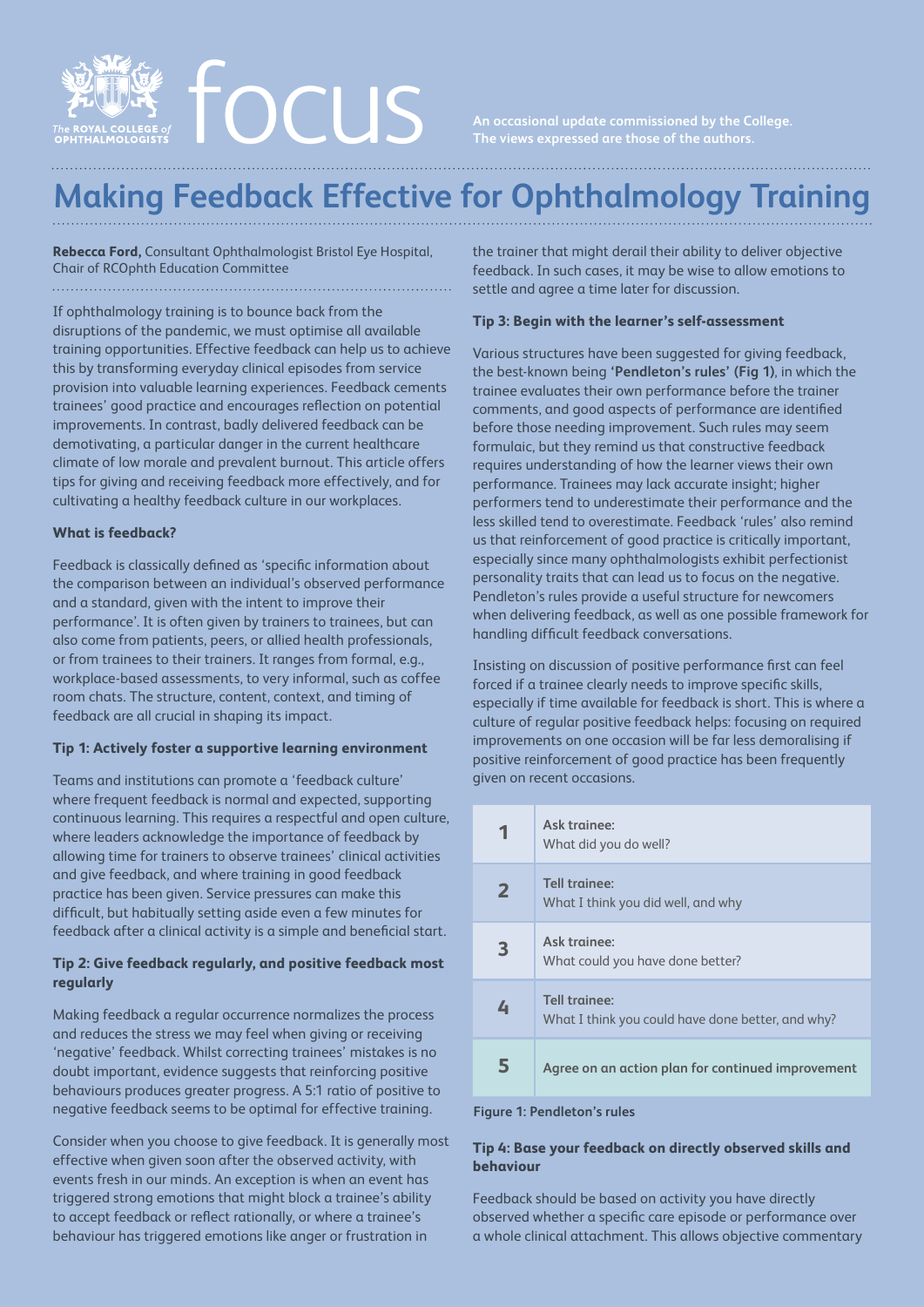An occasional update commissioned by the College. The views expressed are those of the authors.

# Making Feedback Effective for Ophthalmology Training

**Rebecca Ford,** Consultant Ophthalmologist Bristol Eye Hospital, Chair of RCOphth Education Committee

If ophthalmology training is to bounce back from the disruptions of the pandemic, we must optimise all available training opportunities. Effective feedback can help us to achieve this by transforming everyday clinical episodes from service provision into valuable learning experiences. Feedback cements trainees' good practice and encourages reflection on potential improvements. In contrast, badly delivered feedback can be demotivating, a particular danger in the current healthcare climate of low morale and prevalent burnout. This article offers tips for giving and receiving feedback more effectively, and for cultivating a healthy feedback culture in our workplaces.

### What is feedback?

Feedback is classically defined as 'specific information about the comparison between an individual's observed performance and a standard, given with the intent to improve their performance'. It is often given by trainers to trainees, but can also come from patients, peers, or allied health professionals, or from trainees to their trainers. It ranges from formal, e.g., workplace-based assessments, to very informal, such as coffee room chats. The structure, content, context, and timing of feedback are all crucial in shaping its impact.

### Tip 1: Actively foster a supportive learning environment

Teams and institutions can promote a 'feedback culture' where frequent feedback is normal and expected, supporting continuous learning. This requires a respectful and open culture, where leaders acknowledge the importance of feedback by allowing time for trainers to observe trainees' clinical activities and give feedback, and where training in good feedback practice has been given. Service pressures can make this difficult, but habitually setting aside even a few minutes for feedback after a clinical activity is a simple and beneficial start.

### Tip 2: Give feedback regularly, and positive feedback most regularly

Making feedback a regular occurrence normalizes the process and reduces the stress we may feel when giving or receiving 'negative' feedback. Whilst correcting trainees' mistakes is no doubt important, evidence suggests that reinforcing positive behaviours produces greater progress. A 5:1 ratio of positive to negative feedback seems to be optimal for effective training.

Consider when you choose to give feedback. It is generally most effective when given soon after the observed activity, with events fresh in our minds. An exception is when an event has triggered strong emotions that might block a trainee's ability to accept feedback or reflect rationally, or where a trainee's behaviour has triggered emotions like anger or frustration in the trainer that might derail their ability to deliver objective feedback. In such cases, it may be wise to allow emotions to settle and agree a time later for discussion.

### Tip 3: Begin with the learner's self-assessment

Various structures have been suggested for giving feedback, the best-known being **'Pendleton's rules' (Fig 1)**, in which the trainee evaluates their own performance before the trainer comments, and good aspects of performance are identified before those needing improvement. Such rules may seem formulaic, but they remind us that constructive feedback requires understanding of how the learner views their own performance. Trainees may lack accurate insight; higher performers tend to underestimate their performance and the less skilled tend to overestimate. Feedback 'rules' also remind us that reinforcement of good practice is critically important, especially since many ophthalmologists exhibit perfectionist personality traits that can lead us to focus on the negative. Pendleton's rules provide a useful structure for newcomers when delivering feedback, as well as one possible framework for handling difficult feedback conversations.

Insisting on discussion of positive performance first can feel forced if a trainee clearly needs to improve specific skills, especially if time available for feedback is short. This is where a culture of regular positive feedback helps: focusing on required improvements on one occasion will be far less demoralising if positive reinforcement of good practice has been frequently given on recent occasions.

| | |
|---|---|
| **1** | **Ask trainee:** What did you do well? |
| **2** | **Tell trainee:** What I think you did well, and why |
| **3** | **Ask trainee:** What could you have done better? |
| **4** | **Tell trainee:** What I think you could have done better, and why? |
| **5** | **Agree on an action plan for continued improvement** |

**Figure 1: Pendleton's rules**

### Tip 4: Base your feedback on directly observed skills and behaviour

Feedback should be based on activity you have directly observed whether a specific care episode or performance over a whole clinical attachment. This allows objective commentary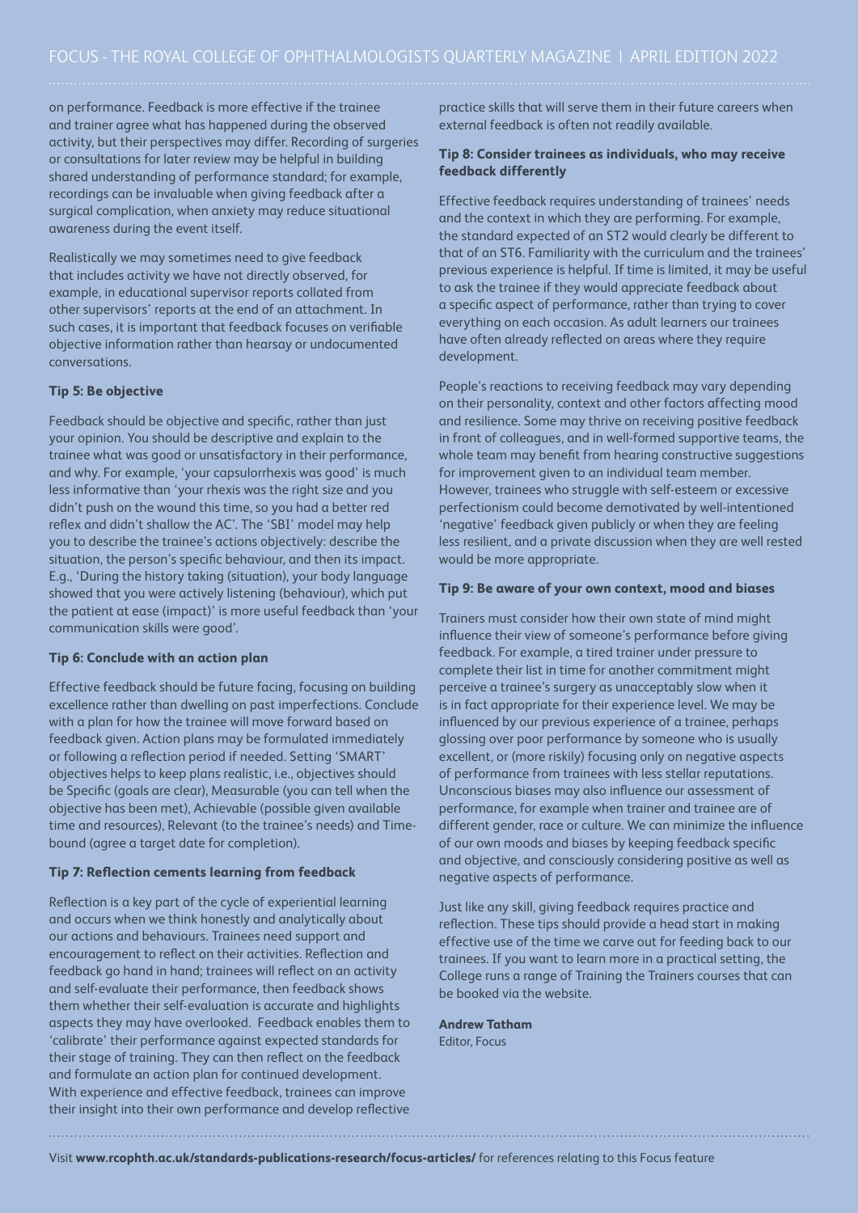on performance. Feedback is more effective if the trainee and trainer agree what has happened during the observed activity, but their perspectives may differ. Recording of surgeries or consultations for later review may be helpful in building shared understanding of performance standard; for example, recordings can be invaluable when giving feedback after a surgical complication, when anxiety may reduce situational awareness during the event itself.

Realistically we may sometimes need to give feedback that includes activity we have not directly observed, for example, in educational supervisor reports collated from other supervisors' reports at the end of an attachment. In such cases, it is important that feedback focuses on verifiable objective information rather than hearsay or undocumented conversations.

**Tip 5: Be objective**

Feedback should be objective and specific, rather than just your opinion. You should be descriptive and explain to the trainee what was good or unsatisfactory in their performance, and why. For example, 'your capsulorrhexis was good' is much less informative than 'your rhexis was the right size and you didn't push on the wound this time, so you had a better red reflex and didn't shallow the AC'. The 'SBI' model may help you to describe the trainee's actions objectively: describe the situation, the person's specific behaviour, and then its impact. E.g., 'During the history taking (situation), your body language showed that you were actively listening (behaviour), which put the patient at ease (impact)' is more useful feedback than 'your communication skills were good'.

**Tip 6: Conclude with an action plan**

Effective feedback should be future facing, focusing on building excellence rather than dwelling on past imperfections. Conclude with a plan for how the trainee will move forward based on feedback given. Action plans may be formulated immediately or following a reflection period if needed. Setting 'SMART' objectives helps to keep plans realistic, i.e., objectives should be Specific (goals are clear), Measurable (you can tell when the objective has been met), Achievable (possible given available time and resources), Relevant (to the trainee's needs) and Time-bound (agree a target date for completion).

**Tip 7: Reflection cements learning from feedback**

Reflection is a key part of the cycle of experiential learning and occurs when we think honestly and analytically about our actions and behaviours. Trainees need support and encouragement to reflect on their activities. Reflection and feedback go hand in hand; trainees will reflect on an activity and self-evaluate their performance, then feedback shows them whether their self-evaluation is accurate and highlights aspects they may have overlooked. Feedback enables them to 'calibrate' their performance against expected standards for their stage of training. They can then reflect on the feedback and formulate an action plan for continued development. With experience and effective feedback, trainees can improve their insight into their own performance and develop reflective practice skills that will serve them in their future careers when external feedback is often not readily available.

**Tip 8: Consider trainees as individuals, who may receive feedback differently**

Effective feedback requires understanding of trainees' needs and the context in which they are performing. For example, the standard expected of an ST2 would clearly be different to that of an ST6. Familiarity with the curriculum and the trainees' previous experience is helpful. If time is limited, it may be useful to ask the trainee if they would appreciate feedback about a specific aspect of performance, rather than trying to cover everything on each occasion. As adult learners our trainees have often already reflected on areas where they require development.

People's reactions to receiving feedback may vary depending on their personality, context and other factors affecting mood and resilience. Some may thrive on receiving positive feedback in front of colleagues, and in well-formed supportive teams, the whole team may benefit from hearing constructive suggestions for improvement given to an individual team member. However, trainees who struggle with self-esteem or excessive perfectionism could become demotivated by well-intentioned 'negative' feedback given publicly or when they are feeling less resilient, and a private discussion when they are well rested would be more appropriate.

**Tip 9: Be aware of your own context, mood and biases**

Trainers must consider how their own state of mind might influence their view of someone's performance before giving feedback. For example, a tired trainer under pressure to complete their list in time for another commitment might perceive a trainee's surgery as unacceptably slow when it is in fact appropriate for their experience level. We may be influenced by our previous experience of a trainee, perhaps glossing over poor performance by someone who is usually excellent, or (more riskily) focusing only on negative aspects of performance from trainees with less stellar reputations. Unconscious biases may also influence our assessment of performance, for example when trainer and trainee are of different gender, race or culture. We can minimize the influence of our own moods and biases by keeping feedback specific and objective, and consciously considering positive as well as negative aspects of performance.

Just like any skill, giving feedback requires practice and reflection. These tips should provide a head start in making effective use of the time we carve out for feeding back to our trainees. If you want to learn more in a practical setting, the College runs a range of Training the Trainers courses that can be booked via the website.

**Andrew Tatham**
Editor, Focus

Visit **www.rcophth.ac.uk/standards-publications-research/focus-articles/** for references relating to this Focus feature